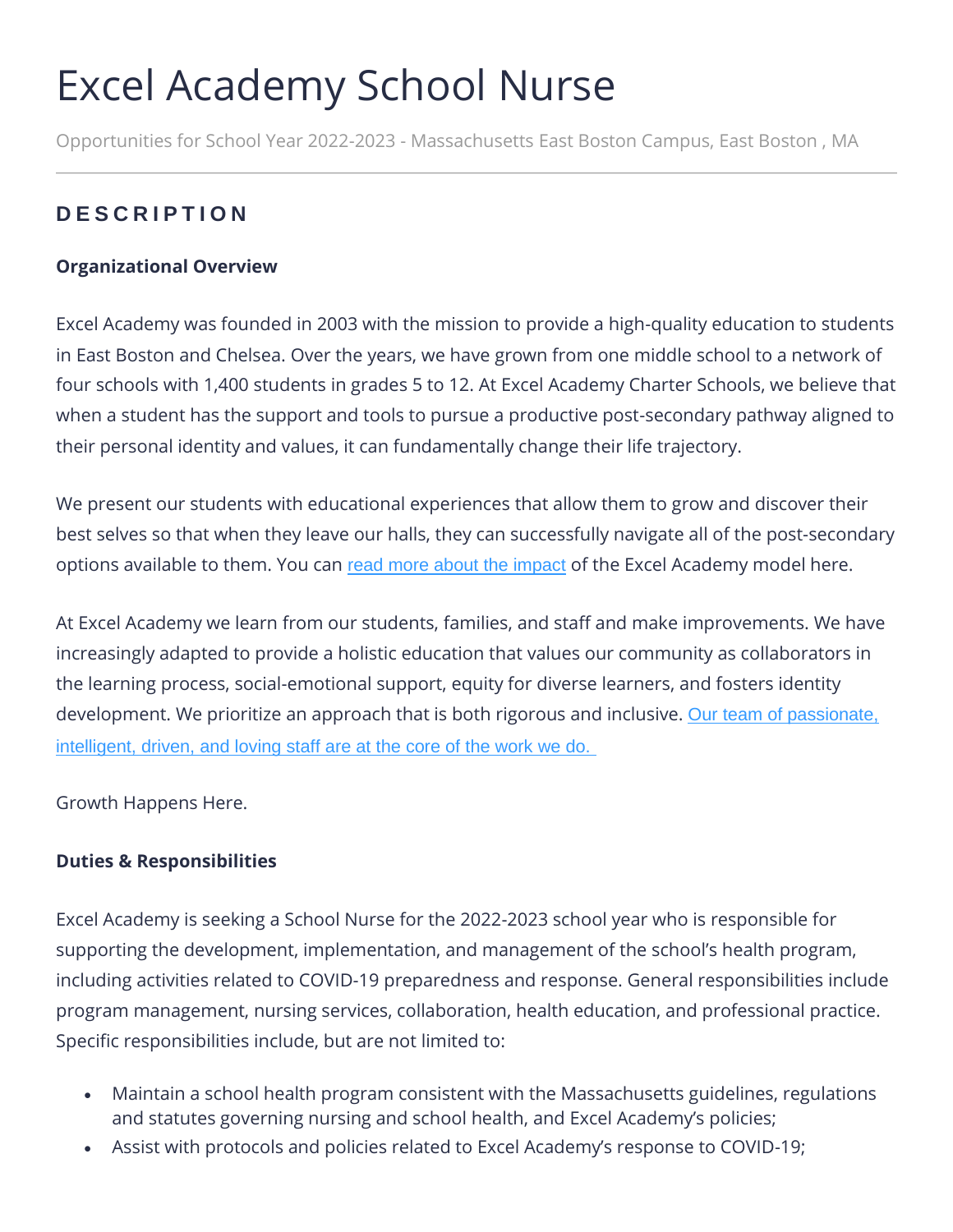# Excel Academy School Nurse

Opportunities for School Year 2022-2023 - Massachusetts East Boston Campus, East Boston , MA

## DESCRIPTION

**Organizational Overview**

Excel Academy was founded in 2003 with the mission to provide a high-quality education to students in East Boston and Chelsea. Over the years, we have grown from one middle school to a network of four schools with 1,400 students in grades 5 to 12. At Excel Academy Charter Schools, we believe that when a student has the support and tools to pursue a productive post-secondary pathway aligned to their personal identity and values, it can fundamentally change their life trajectory.

We present our students with educational experiences that allow them to grow and discover their best selves so that when they leave our halls, they can successfully navigate all of the post-secondary options available to them. You can read more about the impact of the Excel Academy model here.

At Excel Academy we learn from our students, families, and staff and make improvements. We have increasingly adapted to provide a holistic education that values our community as collaborators in the learning process, social-emotional support, equity for diverse learners, and fosters identity development. We prioritize an approach that is both rigorous and inclusive. Our team of passionate, intelligent, driven, and loving staff are at the core of the work we do.

Growth Happens Here.

**Duties & Responsibilities**

Excel Academy is seeking a School Nurse for the 2022-2023 school year who is responsible for supporting the development, implementation, and management of the school's health program, including activities related to COVID-19 preparedness and response. General responsibilities include program management, nursing services, collaboration, health education, and professional practice. Specific responsibilities include, but are not limited to:

- Maintain a school health program consistent with the Massachusetts guidelines, regulations and statutes governing nursing and school health, and Excel Academy's policies;
- Assist with protocols and policies related to Excel Academy's response to COVID-19;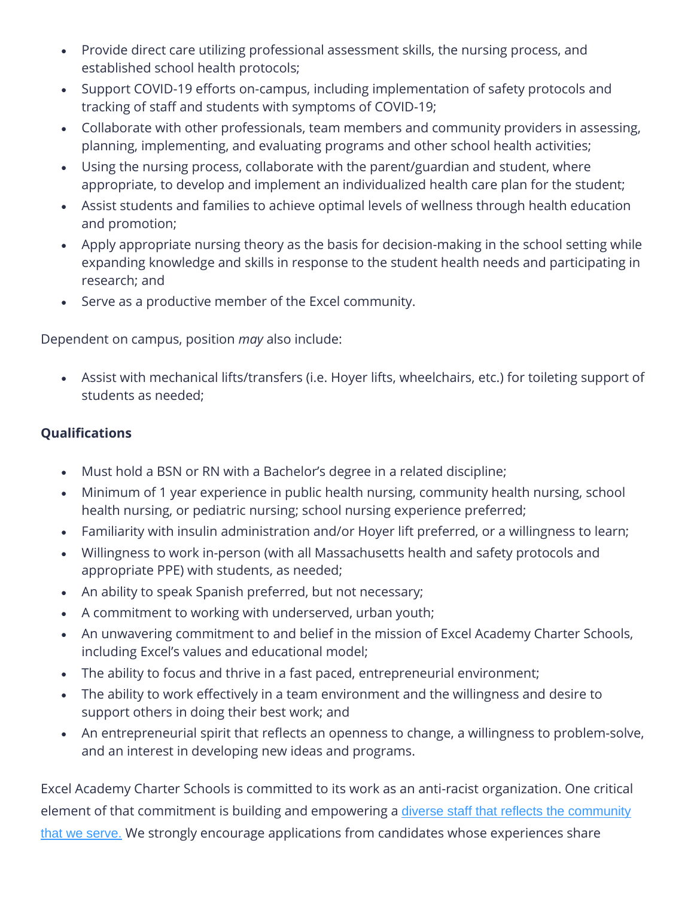- Provide direct care utilizing professional assessment skills, the nursing process, and established school health protocols;
- Support COVID-19 efforts on-campus, including implementation of safety protocols and tracking of staff and students with symptoms of COVID-19;
- Collaborate with other professionals, team members and community providers in assessing, planning, implementing, and evaluating programs and other school health activities;
- Using the nursing process, collaborate with the parent/guardian and student, where appropriate, to develop and implement an individualized health care plan for the student;
- Assist students and families to achieve optimal levels of wellness through health education and promotion;
- Apply appropriate nursing theory as the basis for decision-making in the school setting while expanding knowledge and skills in response to the student health needs and participating in research; and
- Serve as a productive member of the Excel community.

Dependent on campus, position *may* also include:

- Assist with mechanical lifts/transfers (i.e. Hoyer lifts, wheelchairs, etc.) for toileting support of students as needed;

**Qualifications**

- Must hold a BSN or RN with a Bachelor's degree in a related discipline;
- Minimum of 1 year experience in public health nursing, community health nursing, school health nursing, or pediatric nursing; school nursing experience preferred;
- Familiarity with insulin administration and/or Hoyer lift preferred, or a willingness to learn;
- Willingness to work in-person (with all Massachusetts health and safety protocols and appropriate PPE) with students, as needed;
- An ability to speak Spanish preferred, but not necessary;
- A commitment to working with underserved, urban youth;
- An unwavering commitment to and belief in the mission of Excel Academy Charter Schools, including Excel's values and educational model;
- The ability to focus and thrive in a fast paced, entrepreneurial environment;
- The ability to work effectively in a team environment and the willingness and desire to support others in doing their best work; and
- An entrepreneurial spirit that reflects an openness to change, a willingness to problem-solve, and an interest in developing new ideas and programs.

Excel Academy Charter Schools is committed to its work as an anti-racist organization. One critical element of that commitment is building and empowering a diverse staff that reflects the community that we serve. We strongly encourage applications from candidates whose experiences share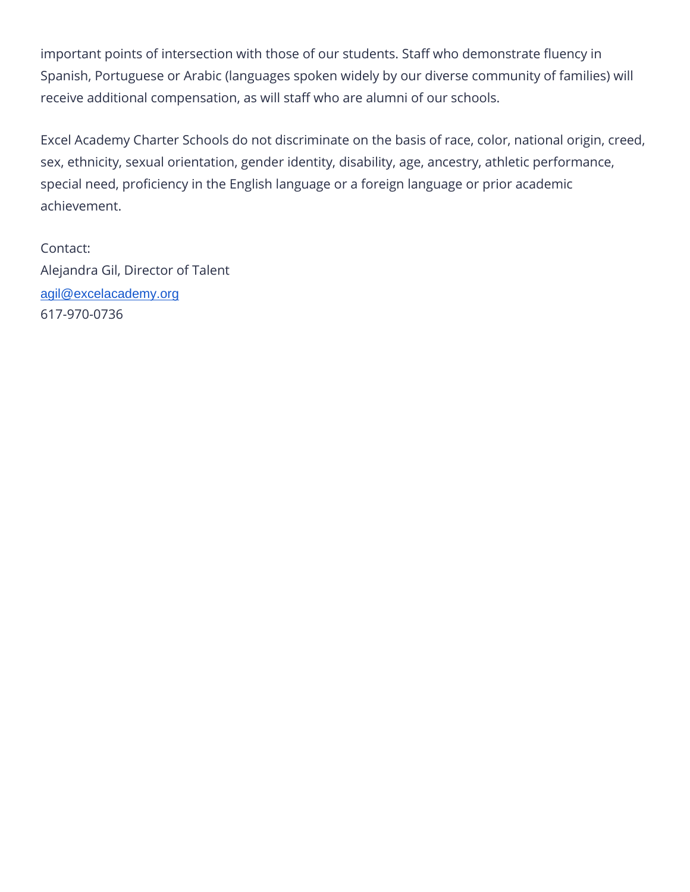important points of intersection with those of our students. Staff who demonstrate fluency in Spanish, Portuguese or Arabic (languages spoken widely by our diverse community of families) will receive additional compensation, as will staff who are alumni of our schools.

Excel Academy Charter Schools do not discriminate on the basis of race, color, national origin, creed, sex, ethnicity, sexual orientation, gender identity, disability, age, ancestry, athletic performance, special need, proficiency in the English language or a foreign language or prior academic achievement.

Contact:
Alejandra Gil, Director of Talent
agil@excelacademy.org
617-970-0736